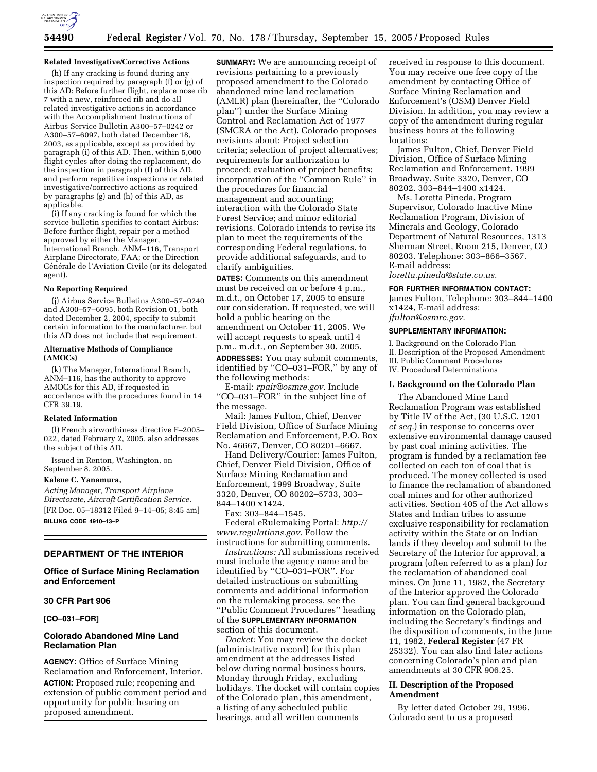**Related Investigative/Corrective Actions**

(h) If any cracking is found during any inspection required by paragraph (f) or (g) of this AD: Before further flight, replace nose rib 7 with a new, reinforced rib and do all related investigative actions in accordance with the Accomplishment Instructions of Airbus Service Bulletin A300–57–0242 or A300–57–6097, both dated December 18, 2003, as applicable, except as provided by paragraph (i) of this AD. Then, within 5,000 flight cycles after doing the replacement, do the inspection in paragraph (f) of this AD, and perform repetitive inspections or related investigative/corrective actions as required by paragraphs (g) and (h) of this AD, as applicable.

(i) If any cracking is found for which the service bulletin specifies to contact Airbus: Before further flight, repair per a method approved by either the Manager, International Branch, ANM–116, Transport Airplane Directorate, FAA; or the Direction Générale de l'Aviation Civile (or its delegated agent).

**No Reporting Required**

(j) Airbus Service Bulletins A300–57–0240 and A300–57–6095, both Revision 01, both dated December 2, 2004, specify to submit certain information to the manufacturer, but this AD does not include that requirement.

**Alternative Methods of Compliance (AMOCs)**

(k) The Manager, International Branch, ANM–116, has the authority to approve AMOCs for this AD, if requested in accordance with the procedures found in 14 CFR 39.19.

**Related Information**

(l) French airworthiness directive F–2005–022, dated February 2, 2005, also addresses the subject of this AD.

Issued in Renton, Washington, on September 8, 2005.

**Kalene C. Yanamura,**

*Acting Manager, Transport Airplane Directorate, Aircraft Certification Service.*

[FR Doc. 05–18312 Filed 9–14–05; 8:45 am]

**BILLING CODE 4910–13–P**

## DEPARTMENT OF THE INTERIOR

### Office of Surface Mining Reclamation and Enforcement

### 30 CFR Part 906

### [CO–031–FOR]

### Colorado Abandoned Mine Land Reclamation Plan

**AGENCY:** Office of Surface Mining Reclamation and Enforcement, Interior.

**ACTION:** Proposed rule; reopening and extension of public comment period and opportunity for public hearing on proposed amendment.

**SUMMARY:** We are announcing receipt of revisions pertaining to a previously proposed amendment to the Colorado abandoned mine land reclamation (AMLR) plan (hereinafter, the ''Colorado plan'') under the Surface Mining Control and Reclamation Act of 1977 (SMCRA or the Act). Colorado proposes revisions about: Project selection criteria; selection of project alternatives; requirements for authorization to proceed; evaluation of project benefits; incorporation of the ''Common Rule'' in the procedures for financial management and accounting; interaction with the Colorado State Forest Service; and minor editorial revisions. Colorado intends to revise its plan to meet the requirements of the corresponding Federal regulations, to provide additional safeguards, and to clarify ambiguities.

**DATES:** Comments on this amendment must be received on or before 4 p.m., m.d.t., on October 17, 2005 to ensure our consideration. If requested, we will hold a public hearing on the amendment on October 11, 2005. We will accept requests to speak until 4 p.m., m.d.t., on September 30, 2005.

**ADDRESSES:** You may submit comments, identified by ''CO–031–FOR,'' by any of the following methods:

E-mail: *rpair@osmre.gov.* Include ''CO–031–FOR'' in the subject line of the message.

Mail: James Fulton, Chief, Denver Field Division, Office of Surface Mining Reclamation and Enforcement, P.O. Box No. 46667, Denver, CO 80201–6667.

Hand Delivery/Courier: James Fulton, Chief, Denver Field Division, Office of Surface Mining Reclamation and Enforcement, 1999 Broadway, Suite 3320, Denver, CO 80202–5733, 303–844–1400 x1424.

Fax: 303–844–1545.

Federal eRulemaking Portal: *http://www.regulations.gov.* Follow the instructions for submitting comments.

*Instructions:* All submissions received must include the agency name and be identified by ''CO–031–FOR''. For detailed instructions on submitting comments and additional information on the rulemaking process, see the ''Public Comment Procedures'' heading of the **SUPPLEMENTARY INFORMATION** section of this document.

*Docket:* You may review the docket (administrative record) for this plan amendment at the addresses listed below during normal business hours, Monday through Friday, excluding holidays. The docket will contain copies of the Colorado plan, this amendment, a listing of any scheduled public hearings, and all written comments received in response to this document. You may receive one free copy of the amendment by contacting Office of Surface Mining Reclamation and Enforcement's (OSM) Denver Field Division. In addition, you may review a copy of the amendment during regular business hours at the following locations:

James Fulton, Chief, Denver Field Division, Office of Surface Mining Reclamation and Enforcement, 1999 Broadway, Suite 3320, Denver, CO 80202. 303–844–1400 x1424.

Ms. Loretta Pineda, Program Supervisor, Colorado Inactive Mine Reclamation Program, Division of Minerals and Geology, Colorado Department of Natural Resources, 1313 Sherman Street, Room 215, Denver, CO 80203. Telephone: 303–866–3567. E-mail address: *loretta.pineda@state.co.us.*

**FOR FURTHER INFORMATION CONTACT:** James Fulton, Telephone: 303–844–1400 x1424, E-mail address: *jfulton@osmre.gov.*

**SUPPLEMENTARY INFORMATION:**

I. Background on the Colorado Plan
II. Description of the Proposed Amendment
III. Public Comment Procedures
IV. Procedural Determinations

**I. Background on the Colorado Plan**

The Abandoned Mine Land Reclamation Program was established by Title IV of the Act, (30 U.S.C. 1201 *et seq.*) in response to concerns over extensive environmental damage caused by past coal mining activities. The program is funded by a reclamation fee collected on each ton of coal that is produced. The money collected is used to finance the reclamation of abandoned coal mines and for other authorized activities. Section 405 of the Act allows States and Indian tribes to assume exclusive responsibility for reclamation activity within the State or on Indian lands if they develop and submit to the Secretary of the Interior for approval, a program (often referred to as a plan) for the reclamation of abandoned coal mines. On June 11, 1982, the Secretary of the Interior approved the Colorado plan. You can find general background information on the Colorado plan, including the Secretary's findings and the disposition of comments, in the June 11, 1982, **Federal Register** (47 FR 25332). You can also find later actions concerning Colorado's plan and plan amendments at 30 CFR 906.25.

**II. Description of the Proposed Amendment**

By letter dated October 29, 1996, Colorado sent to us a proposed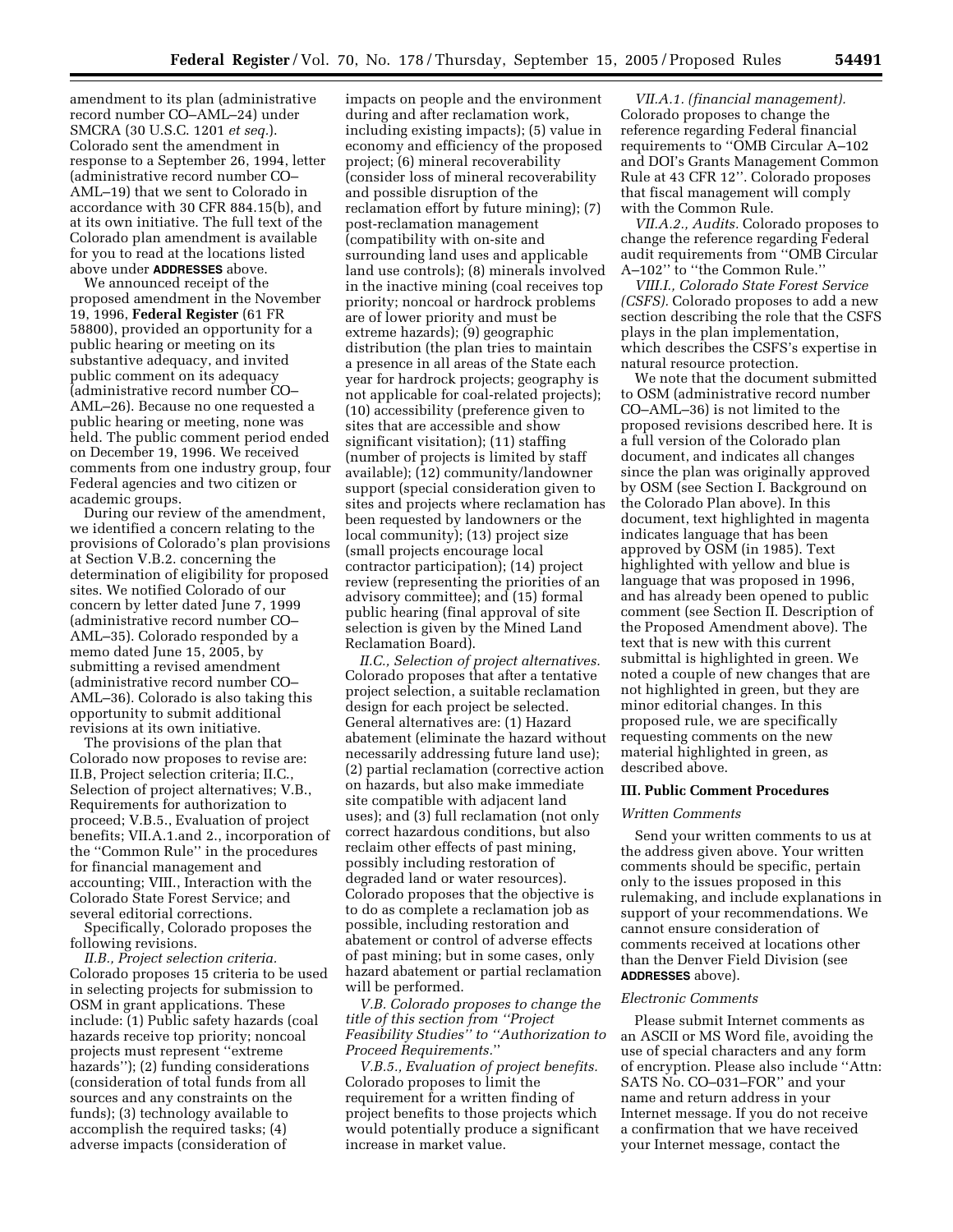amendment to its plan (administrative record number CO–AML–24) under SMCRA (30 U.S.C. 1201 *et seq.*). Colorado sent the amendment in response to a September 26, 1994, letter (administrative record number CO–AML–19) that we sent to Colorado in accordance with 30 CFR 884.15(b), and at its own initiative. The full text of the Colorado plan amendment is available for you to read at the locations listed above under **ADDRESSES** above.

We announced receipt of the proposed amendment in the November 19, 1996, **Federal Register** (61 FR 58800), provided an opportunity for a public hearing or meeting on its substantive adequacy, and invited public comment on its adequacy (administrative record number CO–AML–26). Because no one requested a public hearing or meeting, none was held. The public comment period ended on December 19, 1996. We received comments from one industry group, four Federal agencies and two citizen or academic groups.

During our review of the amendment, we identified a concern relating to the provisions of Colorado's plan provisions at Section V.B.2. concerning the determination of eligibility for proposed sites. We notified Colorado of our concern by letter dated June 7, 1999 (administrative record number CO–AML–35). Colorado responded by a memo dated June 15, 2005, by submitting a revised amendment (administrative record number CO–AML–36). Colorado is also taking this opportunity to submit additional revisions at its own initiative.

The provisions of the plan that Colorado now proposes to revise are: II.B, Project selection criteria; II.C., Selection of project alternatives; V.B., Requirements for authorization to proceed; V.B.5., Evaluation of project benefits; VII.A.1.and 2., incorporation of the "Common Rule" in the procedures for financial management and accounting; VIII., Interaction with the Colorado State Forest Service; and several editorial corrections.

Specifically, Colorado proposes the following revisions.

*II.B., Project selection criteria.* Colorado proposes 15 criteria to be used in selecting projects for submission to OSM in grant applications. These include: (1) Public safety hazards (coal hazards receive top priority; noncoal projects must represent "extreme hazards"); (2) funding considerations (consideration of total funds from all sources and any constraints on the funds); (3) technology available to accomplish the required tasks; (4) adverse impacts (consideration of impacts on people and the environment during and after reclamation work, including existing impacts); (5) value in economy and efficiency of the proposed project; (6) mineral recoverability (consider loss of mineral recoverability and possible disruption of the reclamation effort by future mining); (7) post-reclamation management (compatibility with on-site and surrounding land uses and applicable land use controls); (8) minerals involved in the inactive mining (coal receives top priority; noncoal or hardrock problems are of lower priority and must be extreme hazards); (9) geographic distribution (the plan tries to maintain a presence in all areas of the State each year for hardrock projects; geography is not applicable for coal-related projects); (10) accessibility (preference given to sites that are accessible and show significant visitation); (11) staffing (number of projects is limited by staff available); (12) community/landowner support (special consideration given to sites and projects where reclamation has been requested by landowners or the local community); (13) project size (small projects encourage local contractor participation); (14) project review (representing the priorities of an advisory committee); and (15) formal public hearing (final approval of site selection is given by the Mined Land Reclamation Board).

*II.C., Selection of project alternatives.* Colorado proposes that after a tentative project selection, a suitable reclamation design for each project be selected. General alternatives are: (1) Hazard abatement (eliminate the hazard without necessarily addressing future land use); (2) partial reclamation (corrective action on hazards, but also make immediate site compatible with adjacent land uses); and (3) full reclamation (not only correct hazardous conditions, but also reclaim other effects of past mining, possibly including restoration of degraded land or water resources). Colorado proposes that the objective is to do as complete a reclamation job as possible, including restoration and abatement or control of adverse effects of past mining; but in some cases, only hazard abatement or partial reclamation will be performed.

*V.B. Colorado proposes to change the title of this section from "Project Feasibility Studies" to "Authorization to Proceed Requirements."*

*V.B.5., Evaluation of project benefits.* Colorado proposes to limit the requirement for a written finding of project benefits to those projects which would potentially produce a significant increase in market value.

*VII.A.1. (financial management).* Colorado proposes to change the reference regarding Federal financial requirements to "OMB Circular A–102 and DOI's Grants Management Common Rule at 43 CFR 12". Colorado proposes that fiscal management will comply with the Common Rule.

*VII.A.2., Audits.* Colorado proposes to change the reference regarding Federal audit requirements from "OMB Circular A–102" to "the Common Rule."

*VIII.I., Colorado State Forest Service (CSFS).* Colorado proposes to add a new section describing the role that the CSFS plays in the plan implementation, which describes the CSFS's expertise in natural resource protection.

We note that the document submitted to OSM (administrative record number CO–AML–36) is not limited to the proposed revisions described here. It is a full version of the Colorado plan document, and indicates all changes since the plan was originally approved by OSM (see Section I. Background on the Colorado Plan above). In this document, text highlighted in magenta indicates language that has been approved by OSM (in 1985). Text highlighted with yellow and blue is language that was proposed in 1996, and has already been opened to public comment (see Section II. Description of the Proposed Amendment above). The text that is new with this current submittal is highlighted in green. We noted a couple of new changes that are not highlighted in green, but they are minor editorial changes. In this proposed rule, we are specifically requesting comments on the new material highlighted in green, as described above.

## III. Public Comment Procedures

### *Written Comments*

Send your written comments to us at the address given above. Your written comments should be specific, pertain only to the issues proposed in this rulemaking, and include explanations in support of your recommendations. We cannot ensure consideration of comments received at locations other than the Denver Field Division (see **ADDRESSES** above).

### *Electronic Comments*

Please submit Internet comments as an ASCII or MS Word file, avoiding the use of special characters and any form of encryption. Please also include "Attn: SATS No. CO–031–FOR" and your name and return address in your Internet message. If you do not receive a confirmation that we have received your Internet message, contact the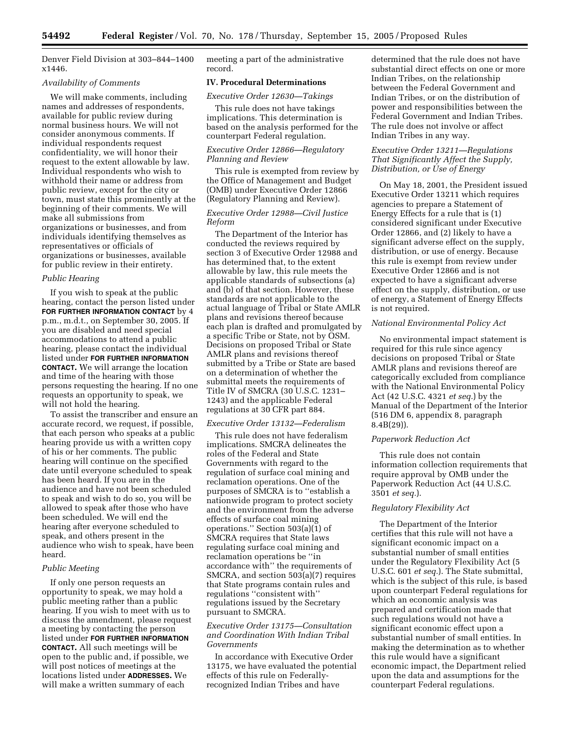Denver Field Division at 303–844–1400 x1446.

*Availability of Comments*

We will make comments, including names and addresses of respondents, available for public review during normal business hours. We will not consider anonymous comments. If individual respondents request confidentiality, we will honor their request to the extent allowable by law. Individual respondents who wish to withhold their name or address from public review, except for the city or town, must state this prominently at the beginning of their comments. We will make all submissions from organizations or businesses, and from individuals identifying themselves as representatives or officials of organizations or businesses, available for public review in their entirety.

*Public Hearing*

If you wish to speak at the public hearing, contact the person listed under **FOR FURTHER INFORMATION CONTACT** by 4 p.m., m.d.t., on September 30, 2005. If you are disabled and need special accommodations to attend a public hearing, please contact the individual listed under **FOR FURTHER INFORMATION CONTACT.** We will arrange the location and time of the hearing with those persons requesting the hearing. If no one requests an opportunity to speak, we will not hold the hearing.

To assist the transcriber and ensure an accurate record, we request, if possible, that each person who speaks at a public hearing provide us with a written copy of his or her comments. The public hearing will continue on the specified date until everyone scheduled to speak has been heard. If you are in the audience and have not been scheduled to speak and wish to do so, you will be allowed to speak after those who have been scheduled. We will end the hearing after everyone scheduled to speak, and others present in the audience who wish to speak, have been heard.

*Public Meeting*

If only one person requests an opportunity to speak, we may hold a public meeting rather than a public hearing. If you wish to meet with us to discuss the amendment, please request a meeting by contacting the person listed under **FOR FURTHER INFORMATION CONTACT.** All such meetings will be open to the public and, if possible, we will post notices of meetings at the locations listed under **ADDRESSES.** We will make a written summary of each meeting a part of the administrative record.

## IV. Procedural Determinations

*Executive Order 12630—Takings*

This rule does not have takings implications. This determination is based on the analysis performed for the counterpart Federal regulation.

*Executive Order 12866—Regulatory Planning and Review*

This rule is exempted from review by the Office of Management and Budget (OMB) under Executive Order 12866 (Regulatory Planning and Review).

*Executive Order 12988—Civil Justice Reform*

The Department of the Interior has conducted the reviews required by section 3 of Executive Order 12988 and has determined that, to the extent allowable by law, this rule meets the applicable standards of subsections (a) and (b) of that section. However, these standards are not applicable to the actual language of Tribal or State AMLR plans and revisions thereof because each plan is drafted and promulgated by a specific Tribe or State, not by OSM. Decisions on proposed Tribal or State AMLR plans and revisions thereof submitted by a Tribe or State are based on a determination of whether the submittal meets the requirements of Title IV of SMCRA (30 U.S.C. 1231–1243) and the applicable Federal regulations at 30 CFR part 884.

*Executive Order 13132—Federalism*

This rule does not have federalism implications. SMCRA delineates the roles of the Federal and State Governments with regard to the regulation of surface coal mining and reclamation operations. One of the purposes of SMCRA is to ''establish a nationwide program to protect society and the environment from the adverse effects of surface coal mining operations.'' Section 503(a)(1) of SMCRA requires that State laws regulating surface coal mining and reclamation operations be ''in accordance with'' the requirements of SMCRA, and section 503(a)(7) requires that State programs contain rules and regulations ''consistent with'' regulations issued by the Secretary pursuant to SMCRA.

*Executive Order 13175—Consultation and Coordination With Indian Tribal Governments*

In accordance with Executive Order 13175, we have evaluated the potential effects of this rule on Federally-recognized Indian Tribes and have determined that the rule does not have substantial direct effects on one or more Indian Tribes, on the relationship between the Federal Government and Indian Tribes, or on the distribution of power and responsibilities between the Federal Government and Indian Tribes. The rule does not involve or affect Indian Tribes in any way.

*Executive Order 13211—Regulations That Significantly Affect the Supply, Distribution, or Use of Energy*

On May 18, 2001, the President issued Executive Order 13211 which requires agencies to prepare a Statement of Energy Effects for a rule that is (1) considered significant under Executive Order 12866, and (2) likely to have a significant adverse effect on the supply, distribution, or use of energy. Because this rule is exempt from review under Executive Order 12866 and is not expected to have a significant adverse effect on the supply, distribution, or use of energy, a Statement of Energy Effects is not required.

*National Environmental Policy Act*

No environmental impact statement is required for this rule since agency decisions on proposed Tribal or State AMLR plans and revisions thereof are categorically excluded from compliance with the National Environmental Policy Act (42 U.S.C. 4321 *et seq.*) by the Manual of the Department of the Interior (516 DM 6, appendix 8, paragraph 8.4B(29)).

*Paperwork Reduction Act*

This rule does not contain information collection requirements that require approval by OMB under the Paperwork Reduction Act (44 U.S.C. 3501 *et seq.*).

*Regulatory Flexibility Act*

The Department of the Interior certifies that this rule will not have a significant economic impact on a substantial number of small entities under the Regulatory Flexibility Act (5 U.S.C. 601 *et seq.*). The State submittal, which is the subject of this rule, is based upon counterpart Federal regulations for which an economic analysis was prepared and certification made that such regulations would not have a significant economic effect upon a substantial number of small entities. In making the determination as to whether this rule would have a significant economic impact, the Department relied upon the data and assumptions for the counterpart Federal regulations.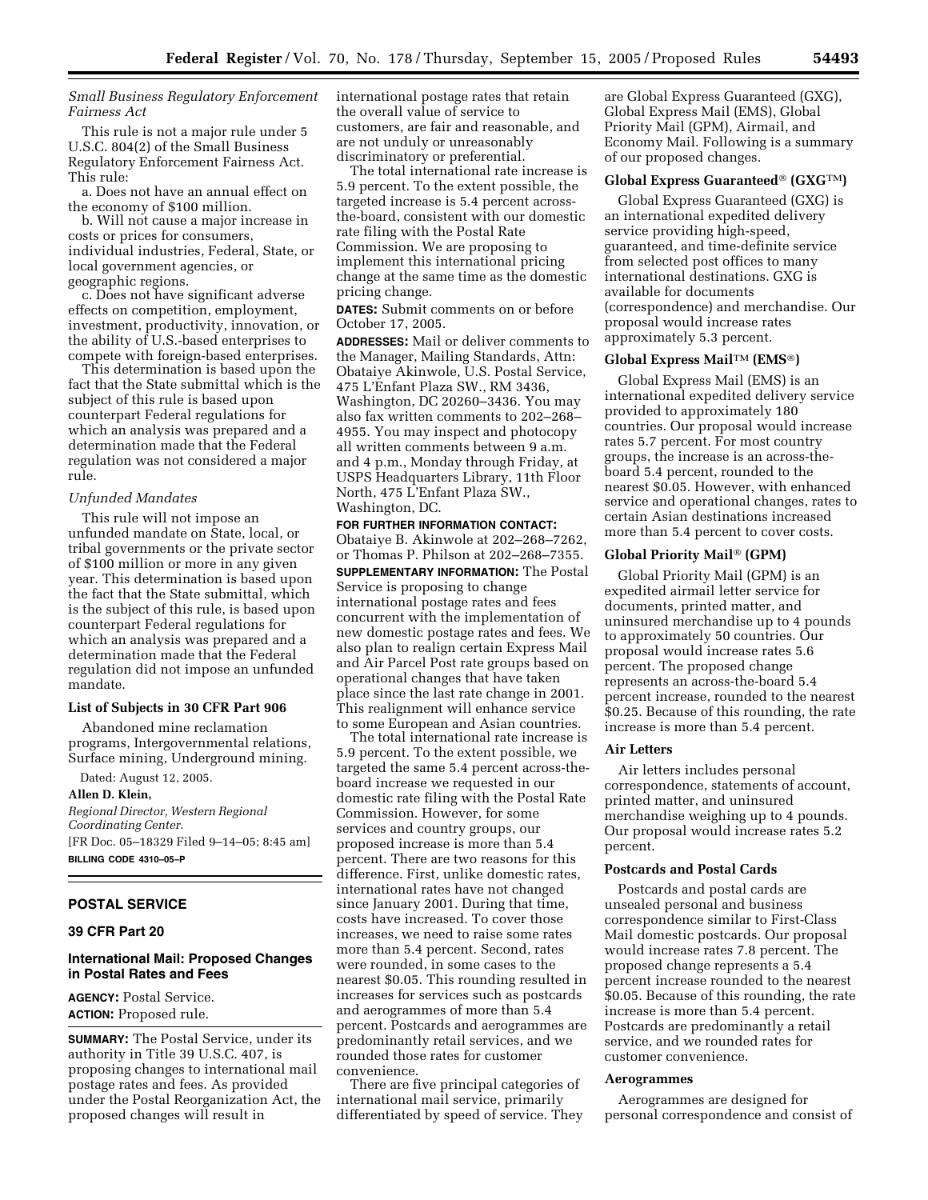*Small Business Regulatory Enforcement Fairness Act*

This rule is not a major rule under 5 U.S.C. 804(2) of the Small Business Regulatory Enforcement Fairness Act. This rule:

a. Does not have an annual effect on the economy of $100 million.

b. Will not cause a major increase in costs or prices for consumers, individual industries, Federal, State, or local government agencies, or geographic regions.

c. Does not have significant adverse effects on competition, employment, investment, productivity, innovation, or the ability of U.S.-based enterprises to compete with foreign-based enterprises.

This determination is based upon the fact that the State submittal which is the subject of this rule is based upon counterpart Federal regulations for which an analysis was prepared and a determination made that the Federal regulation was not considered a major rule.

*Unfunded Mandates*

This rule will not impose an unfunded mandate on State, local, or tribal governments or the private sector of $100 million or more in any given year. This determination is based upon the fact that the State submittal, which is the subject of this rule, is based upon counterpart Federal regulations for which an analysis was prepared and a determination made that the Federal regulation did not impose an unfunded mandate.

**List of Subjects in 30 CFR Part 906**

Abandoned mine reclamation programs, Intergovernmental relations, Surface mining, Underground mining.

Dated: August 12, 2005.

**Allen D. Klein,**

*Regional Director, Western Regional Coordinating Center.*

[FR Doc. 05–18329 Filed 9–14–05; 8:45 am]

**BILLING CODE 4310–05–P**

---

## POSTAL SERVICE

### 39 CFR Part 20

## International Mail: Proposed Changes in Postal Rates and Fees

**AGENCY:** Postal Service.

**ACTION:** Proposed rule.

**SUMMARY:** The Postal Service, under its authority in Title 39 U.S.C. 407, is proposing changes to international mail postage rates and fees. As provided under the Postal Reorganization Act, the proposed changes will result in international postage rates that retain the overall value of service to customers, are fair and reasonable, and are not unduly or unreasonably discriminatory or preferential.

The total international rate increase is 5.9 percent. To the extent possible, the targeted increase is 5.4 percent across-the-board, consistent with our domestic rate filing with the Postal Rate Commission. We are proposing to implement this international pricing change at the same time as the domestic pricing change.

**DATES:** Submit comments on or before October 17, 2005.

**ADDRESSES:** Mail or deliver comments to the Manager, Mailing Standards, Attn: Obataiye Akinwole, U.S. Postal Service, 475 L'Enfant Plaza SW., RM 3436, Washington, DC 20260–3436. You may also fax written comments to 202–268–4955. You may inspect and photocopy all written comments between 9 a.m. and 4 p.m., Monday through Friday, at USPS Headquarters Library, 11th Floor North, 475 L'Enfant Plaza SW., Washington, DC.

**FOR FURTHER INFORMATION CONTACT:** Obataiye B. Akinwole at 202–268–7262, or Thomas P. Philson at 202–268–7355.

**SUPPLEMENTARY INFORMATION:** The Postal Service is proposing to change international postage rates and fees concurrent with the implementation of new domestic postage rates and fees. We also plan to realign certain Express Mail and Air Parcel Post rate groups based on operational changes that have taken place since the last rate change in 2001. This realignment will enhance service to some European and Asian countries.

The total international rate increase is 5.9 percent. To the extent possible, we targeted the same 5.4 percent across-the-board increase we requested in our domestic rate filing with the Postal Rate Commission. However, for some services and country groups, our proposed increase is more than 5.4 percent. There are two reasons for this difference. First, unlike domestic rates, international rates have not changed since January 2001. During that time, costs have increased. To cover those increases, we need to raise some rates more than 5.4 percent. Second, rates were rounded, in some cases to the nearest $0.05. This rounding resulted in increases for services such as postcards and aerogrammes of more than 5.4 percent. Postcards and aerogrammes are predominantly retail services, and we rounded those rates for customer convenience.

There are five principal categories of international mail service, primarily differentiated by speed of service. They are Global Express Guaranteed (GXG), Global Express Mail (EMS), Global Priority Mail (GPM), Airmail, and Economy Mail. Following is a summary of our proposed changes.

**Global Express Guaranteed® (GXG™)**

Global Express Guaranteed (GXG) is an international expedited delivery service providing high-speed, guaranteed, and time-definite service from selected post offices to many international destinations. GXG is available for documents (correspondence) and merchandise. Our proposal would increase rates approximately 5.3 percent.

**Global Express Mail™ (EMS®)**

Global Express Mail (EMS) is an international expedited delivery service provided to approximately 180 countries. Our proposal would increase rates 5.7 percent. For most country groups, the increase is an across-the-board 5.4 percent, rounded to the nearest $0.05. However, with enhanced service and operational changes, rates to certain Asian destinations increased more than 5.4 percent to cover costs.

**Global Priority Mail® (GPM)**

Global Priority Mail (GPM) is an expedited airmail letter service for documents, printed matter, and uninsured merchandise up to 4 pounds to approximately 50 countries. Our proposal would increase rates 5.6 percent. The proposed change represents an across-the-board 5.4 percent increase, rounded to the nearest $0.25. Because of this rounding, the rate increase is more than 5.4 percent.

**Air Letters**

Air letters includes personal correspondence, statements of account, printed matter, and uninsured merchandise weighing up to 4 pounds. Our proposal would increase rates 5.2 percent.

**Postcards and Postal Cards**

Postcards and postal cards are unsealed personal and business correspondence similar to First-Class Mail domestic postcards. Our proposal would increase rates 7.8 percent. The proposed change represents a 5.4 percent increase rounded to the nearest $0.05. Because of this rounding, the rate increase is more than 5.4 percent. Postcards are predominantly a retail service, and we rounded rates for customer convenience.

**Aerogrammes**

Aerogrammes are designed for personal correspondence and consist of